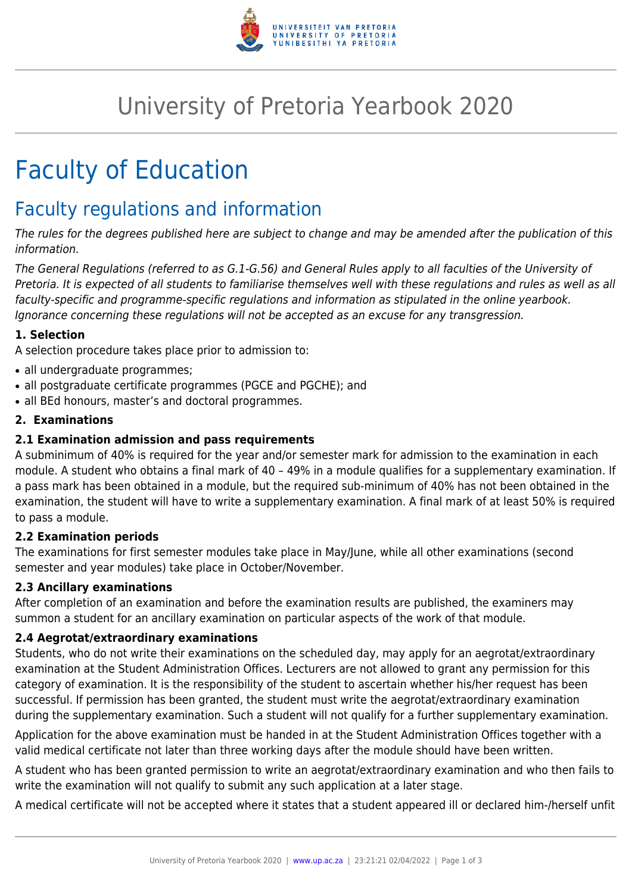# University of Pretoria Yearbook 2020

# Faculty of Education

## Faculty regulations and information

*The rules for the degrees published here are subject to change and may be amended after the publication of this information.*

*The General Regulations (referred to as G.1-G.56) and General Rules apply to all faculties of the University of Pretoria. It is expected of all students to familiarise themselves well with these regulations and rules as well as all faculty-specific and programme-specific regulations and information as stipulated in the online yearbook. Ignorance concerning these regulations will not be accepted as an excuse for any transgression.*

#### 1. Selection

A selection procedure takes place prior to admission to:

- all undergraduate programmes;
- all postgraduate certificate programmes (PGCE and PGCHE); and
- all BEd honours, master's and doctoral programmes.

#### 2. Examinations

#### 2.1 Examination admission and pass requirements

A subminimum of 40% is required for the year and/or semester mark for admission to the examination in each module. A student who obtains a final mark of 40 – 49% in a module qualifies for a supplementary examination. If a pass mark has been obtained in a module, but the required sub-minimum of 40% has not been obtained in the examination, the student will have to write a supplementary examination. A final mark of at least 50% is required to pass a module.

#### 2.2 Examination periods

The examinations for first semester modules take place in May/June, while all other examinations (second semester and year modules) take place in October/November.

#### 2.3 Ancillary examinations

After completion of an examination and before the examination results are published, the examiners may summon a student for an ancillary examination on particular aspects of the work of that module.

#### 2.4 Aegrotat/extraordinary examinations

Students, who do not write their examinations on the scheduled day, may apply for an aegrotat/extraordinary examination at the Student Administration Offices. Lecturers are not allowed to grant any permission for this category of examination. It is the responsibility of the student to ascertain whether his/her request has been successful. If permission has been granted, the student must write the aegrotat/extraordinary examination during the supplementary examination. Such a student will not qualify for a further supplementary examination.

Application for the above examination must be handed in at the Student Administration Offices together with a valid medical certificate not later than three working days after the module should have been written.

A student who has been granted permission to write an aegrotat/extraordinary examination and who then fails to write the examination will not qualify to submit any such application at a later stage.

A medical certificate will not be accepted where it states that a student appeared ill or declared him-/herself unfit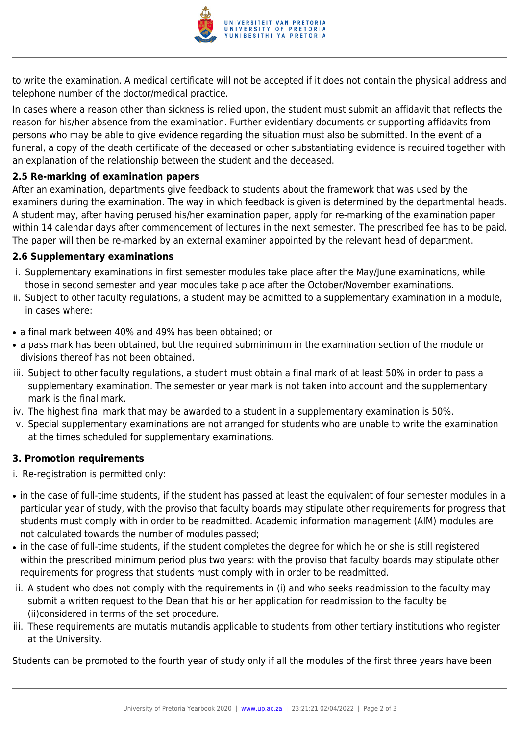to write the examination. A medical certificate will not be accepted if it does not contain the physical address and telephone number of the doctor/medical practice.

In cases where a reason other than sickness is relied upon, the student must submit an affidavit that reflects the reason for his/her absence from the examination. Further evidentiary documents or supporting affidavits from persons who may be able to give evidence regarding the situation must also be submitted. In the event of a funeral, a copy of the death certificate of the deceased or other substantiating evidence is required together with an explanation of the relationship between the student and the deceased.

**2.5 Re-marking of examination papers**

After an examination, departments give feedback to students about the framework that was used by the examiners during the examination. The way in which feedback is given is determined by the departmental heads. A student may, after having perused his/her examination paper, apply for re-marking of the examination paper within 14 calendar days after commencement of lectures in the next semester. The prescribed fee has to be paid. The paper will then be re-marked by an external examiner appointed by the relevant head of department.

**2.6 Supplementary examinations**

i. Supplementary examinations in first semester modules take place after the May/June examinations, while those in second semester and year modules take place after the October/November examinations.

ii. Subject to other faculty regulations, a student may be admitted to a supplementary examination in a module, in cases where:

- a final mark between 40% and 49% has been obtained; or
- a pass mark has been obtained, but the required subminimum in the examination section of the module or divisions thereof has not been obtained.

iii. Subject to other faculty regulations, a student must obtain a final mark of at least 50% in order to pass a supplementary examination. The semester or year mark is not taken into account and the supplementary mark is the final mark.

iv. The highest final mark that may be awarded to a student in a supplementary examination is 50%.

v. Special supplementary examinations are not arranged for students who are unable to write the examination at the times scheduled for supplementary examinations.

## 3. Promotion requirements

i. Re-registration is permitted only:

- in the case of full-time students, if the student has passed at least the equivalent of four semester modules in a particular year of study, with the proviso that faculty boards may stipulate other requirements for progress that students must comply with in order to be readmitted. Academic information management (AIM) modules are not calculated towards the number of modules passed;
- in the case of full-time students, if the student completes the degree for which he or she is still registered within the prescribed minimum period plus two years: with the proviso that faculty boards may stipulate other requirements for progress that students must comply with in order to be readmitted.

ii. A student who does not comply with the requirements in (i) and who seeks readmission to the faculty may submit a written request to the Dean that his or her application for readmission to the faculty be (ii)considered in terms of the set procedure.

iii. These requirements are mutatis mutandis applicable to students from other tertiary institutions who register at the University.

Students can be promoted to the fourth year of study only if all the modules of the first three years have been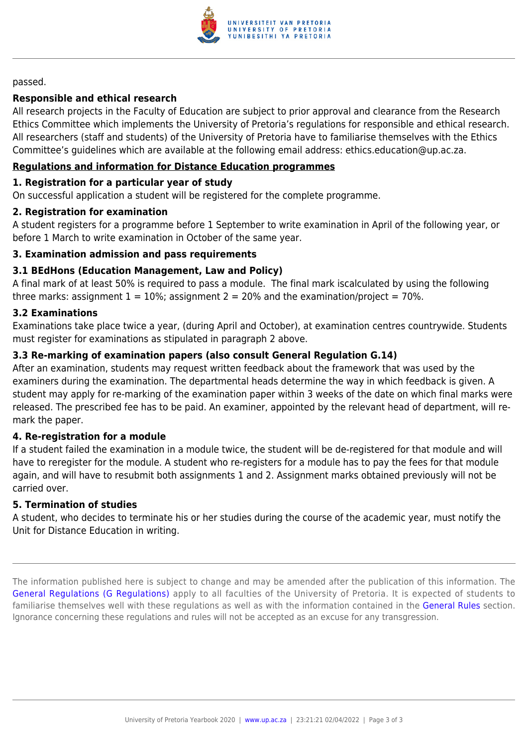passed.

**Responsible and ethical research**

All research projects in the Faculty of Education are subject to prior approval and clearance from the Research Ethics Committee which implements the University of Pretoria's regulations for responsible and ethical research. All researchers (staff and students) of the University of Pretoria have to familiarise themselves with the Ethics Committee's guidelines which are available at the following email address: ethics.education@up.ac.za.

## Regulations and information for Distance Education programmes

### 1. Registration for a particular year of study

On successful application a student will be registered for the complete programme.

### 2. Registration for examination

A student registers for a programme before 1 September to write examination in April of the following year, or before 1 March to write examination in October of the same year.

### 3. Examination admission and pass requirements

### 3.1 BEdHons (Education Management, Law and Policy)

A final mark of at least 50% is required to pass a module. The final mark iscalculated by using the following three marks: assignment 1 = 10%; assignment 2 = 20% and the examination/project = 70%.

### 3.2 Examinations

Examinations take place twice a year, (during April and October), at examination centres countrywide. Students must register for examinations as stipulated in paragraph 2 above.

### 3.3 Re-marking of examination papers (also consult General Regulation G.14)

After an examination, students may request written feedback about the framework that was used by the examiners during the examination. The departmental heads determine the way in which feedback is given. A student may apply for re-marking of the examination paper within 3 weeks of the date on which final marks were released. The prescribed fee has to be paid. An examiner, appointed by the relevant head of department, will re-mark the paper.

### 4. Re-registration for a module

If a student failed the examination in a module twice, the student will be de-registered for that module and will have to reregister for the module. A student who re-registers for a module has to pay the fees for that module again, and will have to resubmit both assignments 1 and 2. Assignment marks obtained previously will not be carried over.

### 5. Termination of studies

A student, who decides to terminate his or her studies during the course of the academic year, must notify the Unit for Distance Education in writing.

---

The information published here is subject to change and may be amended after the publication of this information. The General Regulations (G Regulations) apply to all faculties of the University of Pretoria. It is expected of students to familiarise themselves well with these regulations as well as with the information contained in the General Rules section. Ignorance concerning these regulations and rules will not be accepted as an excuse for any transgression.